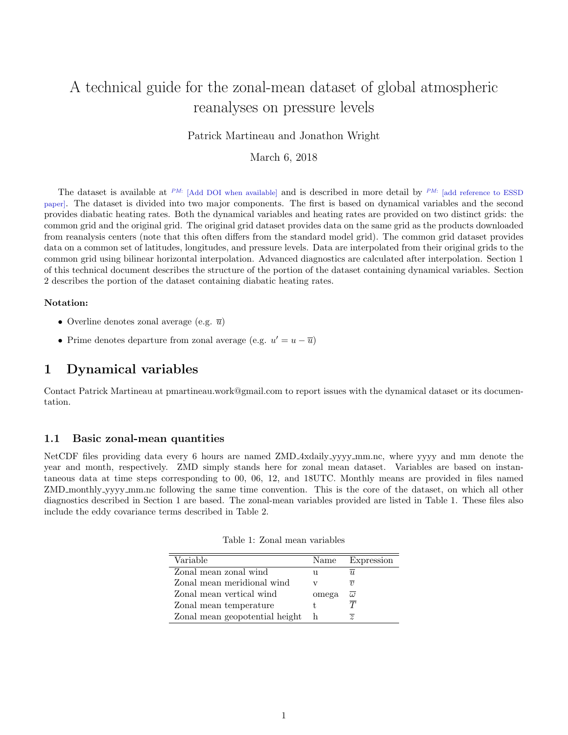# A technical guide for the zonal-mean dataset of global atmospheric reanalyses on pressure levels

Patrick Martineau and Jonathon Wright

March 6, 2018

The dataset is available at *PM:* [Add DOI when available] and is described in more detail by *PM:* [add reference to ESSD paper]. The dataset is divided into two major components. The first is based on dynamical variables and the second provides diabatic heating rates. Both the dynamical variables and heating rates are provided on two distinct grids: the common grid and the original grid. The original grid dataset provides data on the same grid as the products downloaded from reanalysis centers (note that this often differs from the standard model grid). The common grid dataset provides data on a common set of latitudes, longitudes, and pressure levels. Data are interpolated from their original grids to the common grid using bilinear horizontal interpolation. Advanced diagnostics are calculated after interpolation. Section 1 of this technical document describes the structure of the portion of the dataset containing dynamical variables. Section 2 describes the portion of the dataset containing diabatic heating rates.

**Notation:**

- Overline denotes zonal average (e.g. $\overline{u}$)
- Prime denotes departure from zonal average (e.g. $u' = u - \overline{u}$)

## 1 Dynamical variables

Contact Patrick Martineau at pmartineau.work@gmail.com to report issues with the dynamical dataset or its documentation.

### 1.1 Basic zonal-mean quantities

NetCDF files providing data every 6 hours are named ZMD_4xdaily_yyyy_mm.nc, where yyyy and mm denote the year and month, respectively. ZMD simply stands here for zonal mean dataset. Variables are based on instantaneous data at time steps corresponding to 00, 06, 12, and 18UTC. Monthly means are provided in files named ZMD_monthly_yyyy_mm.nc following the same time convention. This is the core of the dataset, on which all other diagnostics described in Section 1 are based. The zonal-mean variables provided are listed in Table 1. These files also include the eddy covariance terms described in Table 2.

Table 1: Zonal mean variables

| Variable | Name | Expression |
|---|---|---|
| Zonal mean zonal wind | u | $\overline{u}$ |
| Zonal mean meridional wind | v | $\overline{v}$ |
| Zonal mean vertical wind | omega | $\overline{\omega}$ |
| Zonal mean temperature | t | $\overline{T}$ |
| Zonal mean geopotential height | h | $\overline{z}$ |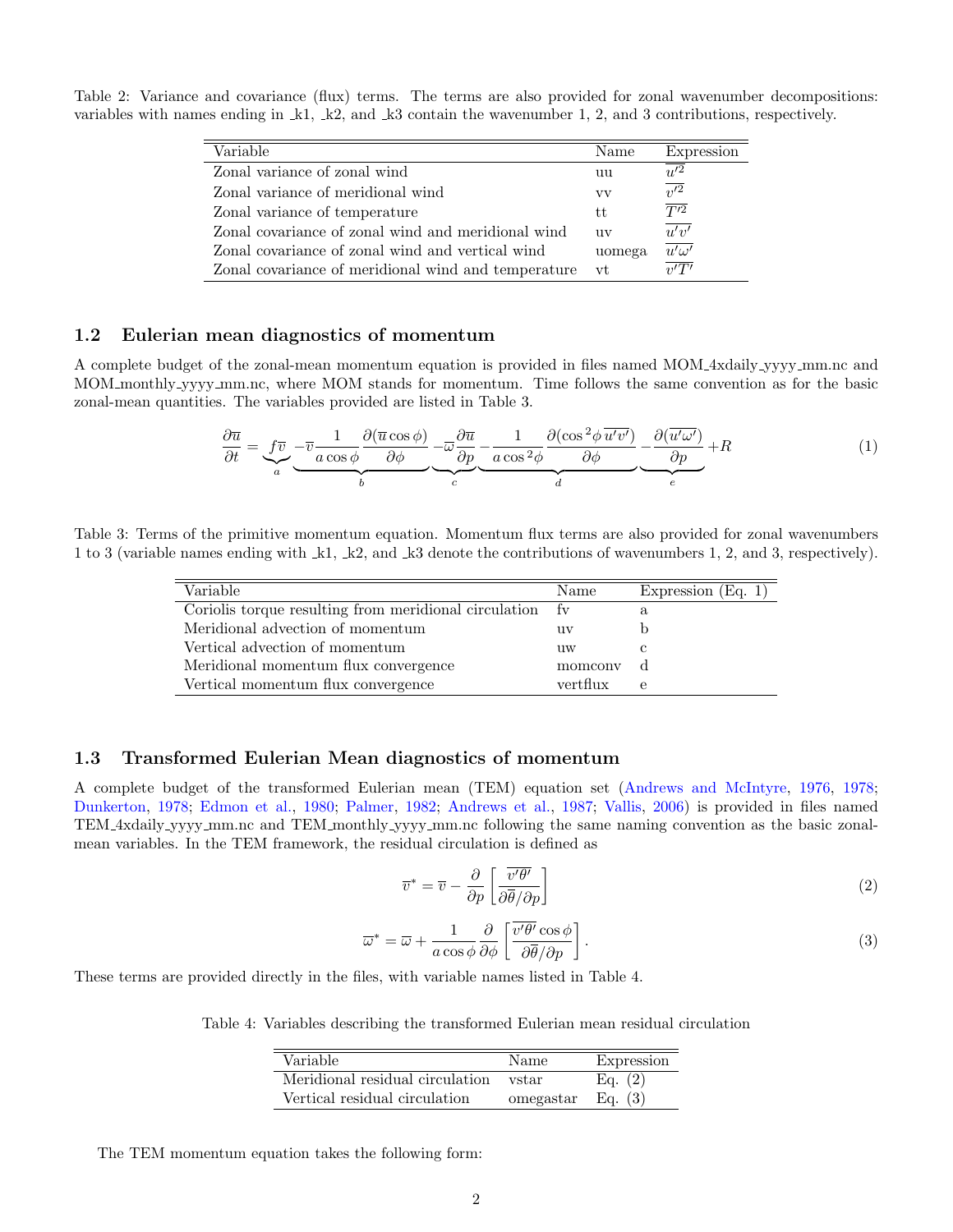Table 2: Variance and covariance (flux) terms. The terms are also provided for zonal wavenumber decompositions: variables with names ending in _k1, _k2, and _k3 contain the wavenumber 1, 2, and 3 contributions, respectively.

| Variable | Name | Expression |
|---|---|---|
| Zonal variance of zonal wind | uu | $\overline{u'^2}$ |
| Zonal variance of meridional wind | vv | $\overline{v'^2}$ |
| Zonal variance of temperature | tt | $\overline{T'^2}$ |
| Zonal covariance of zonal wind and meridional wind | uv | $\overline{u'v'}$ |
| Zonal covariance of zonal wind and vertical wind | uomega | $\overline{u'\omega'}$ |
| Zonal covariance of meridional wind and temperature | vt | $\overline{v'T'}$ |

### 1.2 Eulerian mean diagnostics of momentum

A complete budget of the zonal-mean momentum equation is provided in files named MOM_4xdaily_yyyy_mm.nc and MOM_monthly_yyyy_mm.nc, where MOM stands for momentum. Time follows the same convention as for the basic zonal-mean quantities. The variables provided are listed in Table 3.

$$\frac{\partial \overline{u}}{\partial t} = \underbrace{f\overline{v}}_{a} \underbrace{-\overline{v}\frac{1}{a\cos\phi}\frac{\partial(\overline{u}\cos\phi)}{\partial\phi}}_{b} \underbrace{-\overline{\omega}\frac{\partial\overline{u}}{\partial p}}_{c} \underbrace{-\frac{1}{a\cos^2\phi}\frac{\partial(\cos^2\phi\,\overline{u'v'})}{\partial\phi}}_{d} \underbrace{-\frac{\partial(\overline{u'\omega'})}{\partial p}}_{e} + R \tag{1}$$

Table 3: Terms of the primitive momentum equation. Momentum flux terms are also provided for zonal wavenumbers 1 to 3 (variable names ending with _k1, _k2, and _k3 denote the contributions of wavenumbers 1, 2, and 3, respectively).

| Variable | Name | Expression (Eq. 1) |
|---|---|---|
| Coriolis torque resulting from meridional circulation | fv | a |
| Meridional advection of momentum | uv | b |
| Vertical advection of momentum | uw | c |
| Meridional momentum flux convergence | momconv | d |
| Vertical momentum flux convergence | vertflux | e |

### 1.3 Transformed Eulerian Mean diagnostics of momentum

A complete budget of the transformed Eulerian mean (TEM) equation set (Andrews and McIntyre, 1976, 1978; Dunkerton, 1978; Edmon et al., 1980; Palmer, 1982; Andrews et al., 1987; Vallis, 2006) is provided in files named TEM_4xdaily_yyyy_mm.nc and TEM_monthly_yyyy_mm.nc following the same naming convention as the basic zonal-mean variables. In the TEM framework, the residual circulation is defined as

$$\overline{v}^* = \overline{v} - \frac{\partial}{\partial p}\left[\frac{\overline{v'\theta'}}{\partial\overline{\theta}/\partial p}\right] \tag{2}$$

$$\overline{\omega}^* = \overline{\omega} + \frac{1}{a\cos\phi}\frac{\partial}{\partial\phi}\left[\frac{\overline{v'\theta'}\cos\phi}{\partial\overline{\theta}/\partial p}\right]. \tag{3}$$

These terms are provided directly in the files, with variable names listed in Table 4.

Table 4: Variables describing the transformed Eulerian mean residual circulation

| Variable | Name | Expression |
|---|---|---|
| Meridional residual circulation | vstar | Eq. (2) |
| Vertical residual circulation | omegastar | Eq. (3) |

The TEM momentum equation takes the following form: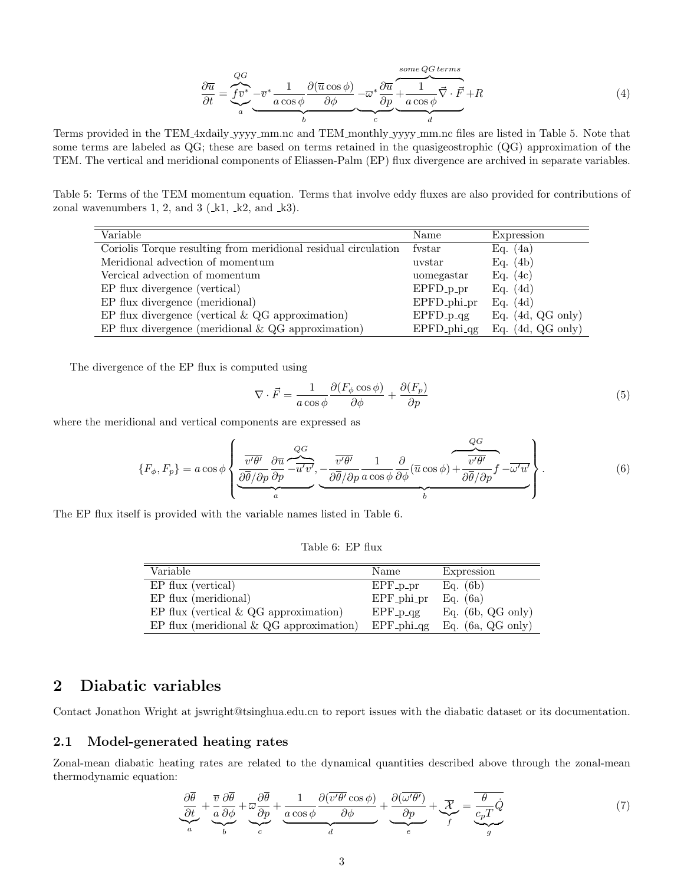$$\frac{\partial \overline{u}}{\partial t} = \underbrace{\overbrace{f\overline{v}^*}^{QG}}_{a} \underbrace{-\overline{v}^* \frac{1}{a\cos\phi}\frac{\partial(\overline{u}\cos\phi)}{\partial\phi}}_{b} \underbrace{-\overline{\omega}^* \frac{\partial \overline{u}}{\partial p}}_{c} \underbrace{\overbrace{+\frac{1}{a\cos\phi}\vec{\nabla}\cdot\vec{F}}^{some\,QG\,terms}}_{d} + R \tag{4}$$

Terms provided in the TEM_4xdaily_yyyy_mm.nc and TEM_monthly_yyyy_mm.nc files are listed in Table 5. Note that some terms are labeled as QG; these are based on terms retained in the quasigeostrophic (QG) approximation of the TEM. The vertical and meridional components of Eliassen-Palm (EP) flux divergence are archived in separate variables.

Table 5: Terms of the TEM momentum equation. Terms that involve eddy fluxes are also provided for contributions of zonal wavenumbers 1, 2, and 3 (_k1, _k2, and _k3).

| Variable | Name | Expression |
|---|---|---|
| Coriolis Torque resulting from meridional residual circulation | fvstar | Eq. (4a) |
| Meridional advection of momentum | uvstar | Eq. (4b) |
| Vercical advection of momentum | uomegastar | Eq. (4c) |
| EP flux divergence (vertical) | EPFD_p_pr | Eq. (4d) |
| EP flux divergence (meridional) | EPFD_phi_pr | Eq. (4d) |
| EP flux divergence (vertical & QG approximation) | EPFD_p_qg | Eq. (4d, QG only) |
| EP flux divergence (meridional & QG approximation) | EPFD_phi_qg | Eq. (4d, QG only) |

The divergence of the EP flux is computed using

$$\nabla \cdot \vec{F} = \frac{1}{a\cos\phi}\frac{\partial(F_\phi \cos\phi)}{\partial\phi} + \frac{\partial(F_p)}{\partial p} \tag{5}$$

where the meridional and vertical components are expressed as

$$\{F_\phi, F_p\} = a\cos\phi \left\{ \underbrace{\frac{\overline{v'\theta'}}{\partial\overline{\theta}/\partial p}\frac{\partial\overline{u}}{\partial p} \overbrace{-\overline{u'v'}}^{QG}}_{a}, \underbrace{-\frac{\overline{v'\theta'}}{\partial\overline{\theta}/\partial p}\frac{1}{a\cos\phi}\frac{\partial}{\partial\phi}(\overline{u}\cos\phi) + \overbrace{\frac{\overline{v'\theta'}}{\partial\overline{\theta}/\partial p}f}^{QG} - \overline{\omega'u'}}_{b} \right\}. \tag{6}$$

The EP flux itself is provided with the variable names listed in Table 6.

Table 6: EP flux

| Variable | Name | Expression |
|---|---|---|
| EP flux (vertical) | EPF_p_pr | Eq. (6b) |
| EP flux (meridional) | EPF_phi_pr | Eq. (6a) |
| EP flux (vertical & QG approximation) | EPF_p_qg | Eq. (6b, QG only) |
| EP flux (meridional & QG approximation) | EPF_phi_qg | Eq. (6a, QG only) |

## 2 Diabatic variables

Contact Jonathon Wright at jswright@tsinghua.edu.cn to report issues with the diabatic dataset or its documentation.

### 2.1 Model-generated heating rates

Zonal-mean diabatic heating rates are related to the dynamical quantities described above through the zonal-mean thermodynamic equation:

$$\underbrace{\frac{\partial\overline{\theta}}{\partial t}}_{a} + \underbrace{\frac{\overline{v}}{a}\frac{\partial\overline{\theta}}{\partial\phi}}_{b} + \underbrace{\overline{\omega}\frac{\partial\overline{\theta}}{\partial p}}_{c} + \underbrace{\frac{1}{a\cos\phi}\frac{\partial(\overline{v'\theta'}\cos\phi)}{\partial\phi}}_{d} + \underbrace{\frac{\partial(\overline{\omega'\theta'})}{\partial p}}_{e} + \underbrace{\overline{\mathcal{X}}}_{f} = \underbrace{\overline{\frac{\theta}{c_p T}\dot{Q}}}_{g} \tag{7}$$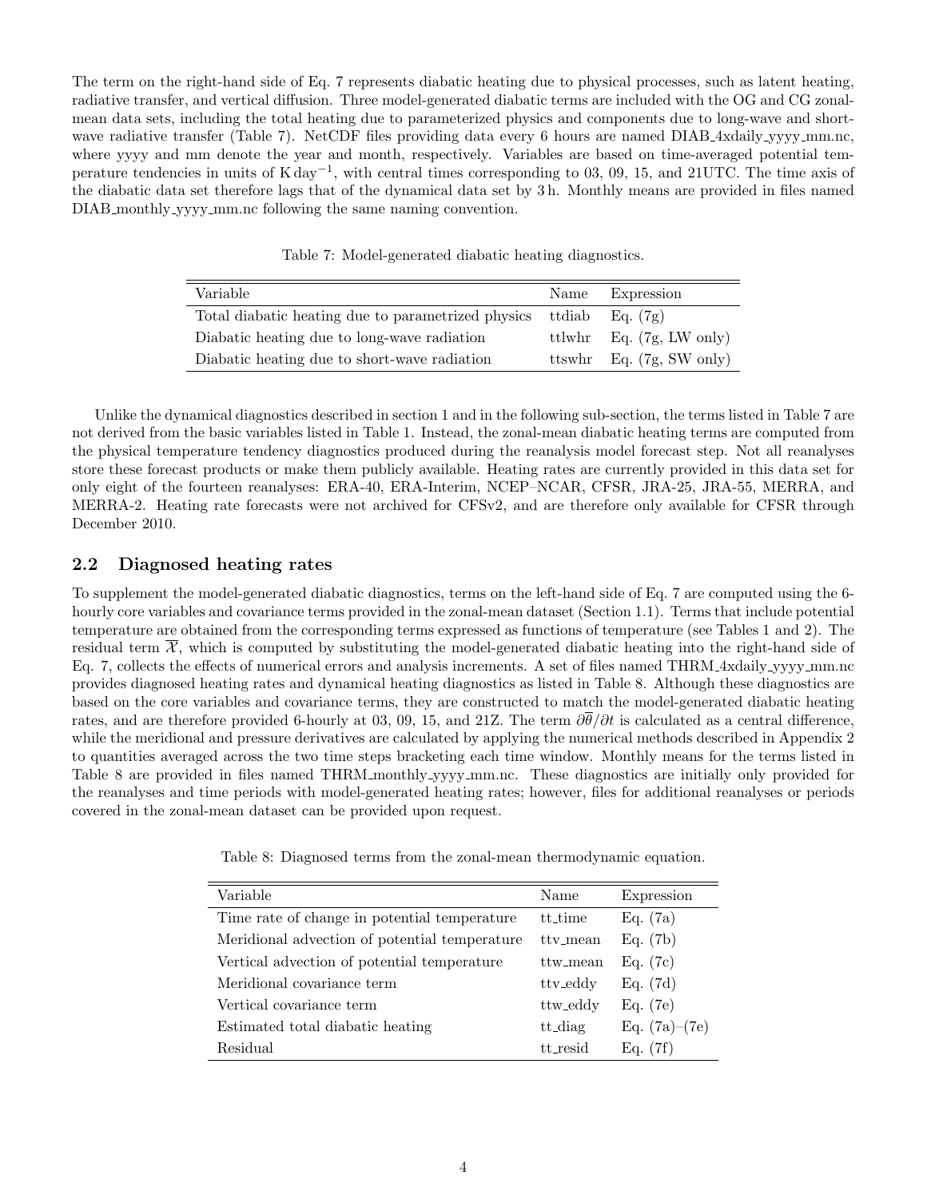The term on the right-hand side of Eq. 7 represents diabatic heating due to physical processes, such as latent heating, radiative transfer, and vertical diffusion. Three model-generated diabatic terms are included with the OG and CG zonal-mean data sets, including the total heating due to parameterized physics and components due to long-wave and short-wave radiative transfer (Table 7). NetCDF files providing data every 6 hours are named DIAB_4xdaily_yyyy_mm.nc, where yyyy and mm denote the year and month, respectively. Variables are based on time-averaged potential temperature tendencies in units of $\mathrm{K\,day^{-1}}$, with central times corresponding to 03, 09, 15, and 21UTC. The time axis of the diabatic data set therefore lags that of the dynamical data set by 3 h. Monthly means are provided in files named DIAB_monthly_yyyy_mm.nc following the same naming convention.

Table 7: Model-generated diabatic heating diagnostics.

| Variable | Name | Expression |
|---|---|---|
| Total diabatic heating due to parametrized physics | ttdiab | Eq. (7g) |
| Diabatic heating due to long-wave radiation | ttlwhr | Eq. (7g, LW only) |
| Diabatic heating due to short-wave radiation | ttswhr | Eq. (7g, SW only) |

Unlike the dynamical diagnostics described in section 1 and in the following sub-section, the terms listed in Table 7 are not derived from the basic variables listed in Table 1. Instead, the zonal-mean diabatic heating terms are computed from the physical temperature tendency diagnostics produced during the reanalysis model forecast step. Not all reanalyses store these forecast products or make them publicly available. Heating rates are currently provided in this data set for only eight of the fourteen reanalyses: ERA-40, ERA-Interim, NCEP–NCAR, CFSR, JRA-25, JRA-55, MERRA, and MERRA-2. Heating rate forecasts were not archived for CFSv2, and are therefore only available for CFSR through December 2010.

## 2.2 Diagnosed heating rates

To supplement the model-generated diabatic diagnostics, terms on the left-hand side of Eq. 7 are computed using the 6-hourly core variables and covariance terms provided in the zonal-mean dataset (Section 1.1). Terms that include potential temperature are obtained from the corresponding terms expressed as functions of temperature (see Tables 1 and 2). The residual term $\overline{\mathcal{X}}$, which is computed by substituting the model-generated diabatic heating into the right-hand side of Eq. 7, collects the effects of numerical errors and analysis increments. A set of files named THRM_4xdaily_yyyy_mm.nc provides diagnosed heating rates and dynamical heating diagnostics as listed in Table 8. Although these diagnostics are based on the core variables and covariance terms, they are constructed to match the model-generated diabatic heating rates, and are therefore provided 6-hourly at 03, 09, 15, and 21Z. The term $\partial\overline{\theta}/\partial t$ is calculated as a central difference, while the meridional and pressure derivatives are calculated by applying the numerical methods described in Appendix 2 to quantities averaged across the two time steps bracketing each time window. Monthly means for the terms listed in Table 8 are provided in files named THRM_monthly_yyyy_mm.nc. These diagnostics are initially only provided for the reanalyses and time periods with model-generated heating rates; however, files for additional reanalyses or periods covered in the zonal-mean dataset can be provided upon request.

Table 8: Diagnosed terms from the zonal-mean thermodynamic equation.

| Variable | Name | Expression |
|---|---|---|
| Time rate of change in potential temperature | tt_time | Eq. (7a) |
| Meridional advection of potential temperature | ttv_mean | Eq. (7b) |
| Vertical advection of potential temperature | ttw_mean | Eq. (7c) |
| Meridional covariance term | ttv_eddy | Eq. (7d) |
| Vertical covariance term | ttw_eddy | Eq. (7e) |
| Estimated total diabatic heating | tt_diag | Eq. (7a)–(7e) |
| Residual | tt_resid | Eq. (7f) |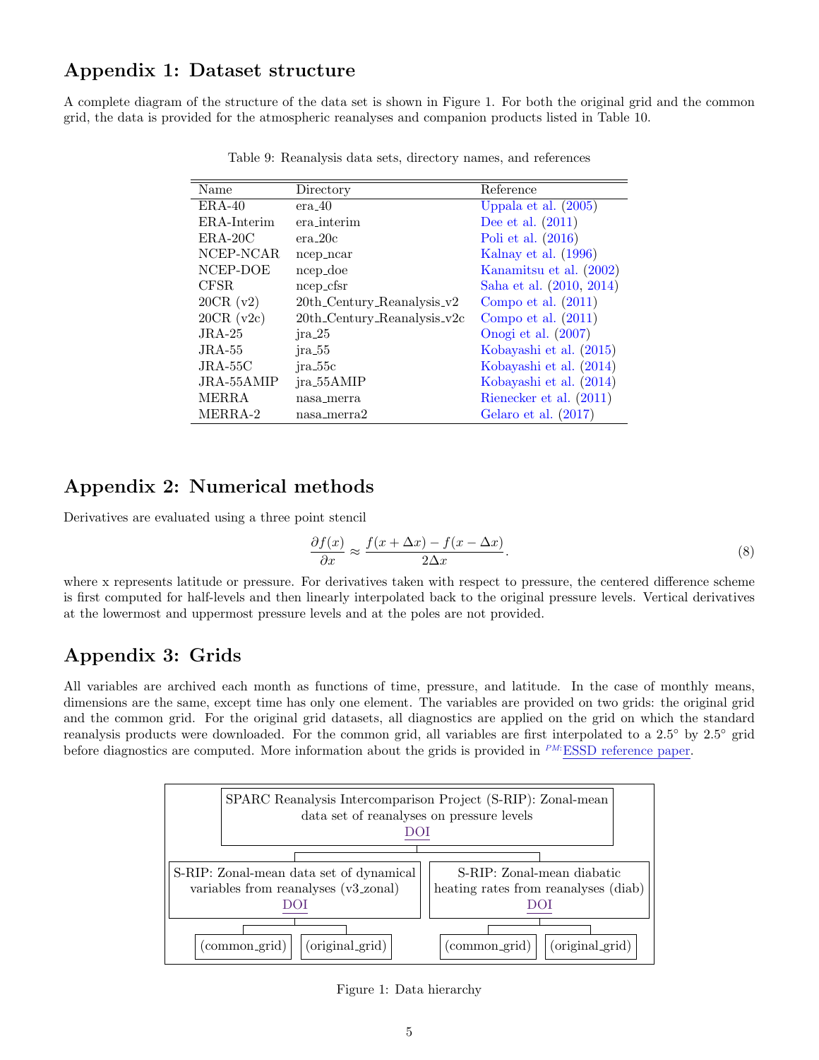## Appendix 1: Dataset structure

A complete diagram of the structure of the data set is shown in Figure 1. For both the original grid and the common grid, the data is provided for the atmospheric reanalyses and companion products listed in Table 10.

Table 9: Reanalysis data sets, directory names, and references

| Name | Directory | Reference |
|---|---|---|
| ERA-40 | era_40 | Uppala et al. (2005) |
| ERA-Interim | era_interim | Dee et al. (2011) |
| ERA-20C | era_20c | Poli et al. (2016) |
| NCEP-NCAR | ncep_ncar | Kalnay et al. (1996) |
| NCEP-DOE | ncep_doe | Kanamitsu et al. (2002) |
| CFSR | ncep_cfsr | Saha et al. (2010, 2014) |
| 20CR (v2) | 20th_Century_Reanalysis_v2 | Compo et al. (2011) |
| 20CR (v2c) | 20th_Century_Reanalysis_v2c | Compo et al. (2011) |
| JRA-25 | jra_25 | Onogi et al. (2007) |
| JRA-55 | jra_55 | Kobayashi et al. (2015) |
| JRA-55C | jra_55c | Kobayashi et al. (2014) |
| JRA-55AMIP | jra_55AMIP | Kobayashi et al. (2014) |
| MERRA | nasa_merra | Rienecker et al. (2011) |
| MERRA-2 | nasa_merra2 | Gelaro et al. (2017) |

## Appendix 2: Numerical methods

Derivatives are evaluated using a three point stencil

$$\frac{\partial f(x)}{\partial x} \approx \frac{f(x + \Delta x) - f(x - \Delta x)}{2\Delta x}. \tag{8}$$

where x represents latitude or pressure. For derivatives taken with respect to pressure, the centered difference scheme is first computed for half-levels and then linearly interpolated back to the original pressure levels. Vertical derivatives at the lowermost and uppermost pressure levels and at the poles are not provided.

## Appendix 3: Grids

All variables are archived each month as functions of time, pressure, and latitude. In the case of monthly means, dimensions are the same, except time has only one element. The variables are provided on two grids: the original grid and the common grid. For the original grid datasets, all diagnostics are applied on the grid on which the standard reanalysis products were downloaded. For the common grid, all variables are first interpolated to a 2.5° by 2.5° grid before diagnostics are computed. More information about the grids is provided in ESSD reference paper.

- SPARC Reanalysis Intercomparison Project (S-RIP): Zonal-mean data set of reanalyses on pressure levels (DOI)
  - S-RIP: Zonal-mean data set of dynamical variables from reanalyses (v3_zonal) (DOI)
    - (common_grid)
    - (original_grid)
  - S-RIP: Zonal-mean diabatic heating rates from reanalyses (diab) (DOI)
    - (common_grid)
    - (original_grid)

Figure 1: Data hierarchy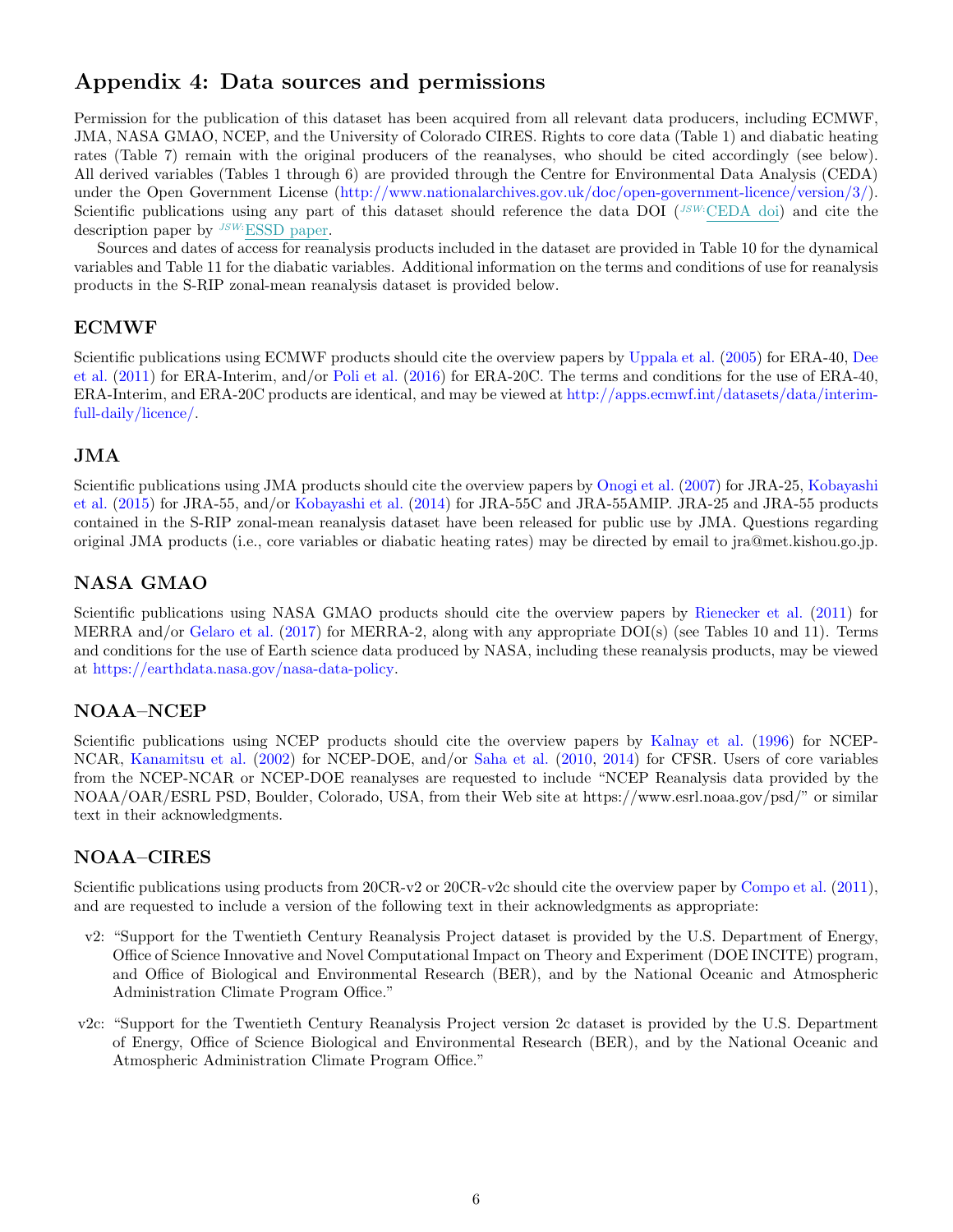# Appendix 4: Data sources and permissions

Permission for the publication of this dataset has been acquired from all relevant data producers, including ECMWF, JMA, NASA GMAO, NCEP, and the University of Colorado CIRES. Rights to core data (Table 1) and diabatic heating rates (Table 7) remain with the original producers of the reanalyses, who should be cited accordingly (see below). All derived variables (Tables 1 through 6) are provided through the Centre for Environmental Data Analysis (CEDA) under the Open Government License (http://www.nationalarchives.gov.uk/doc/open-government-licence/version/3/). Scientific publications using any part of this dataset should reference the data DOI (JSW:CEDA doi) and cite the description paper by JSW:ESSD paper.

Sources and dates of access for reanalysis products included in the dataset are provided in Table 10 for the dynamical variables and Table 11 for the diabatic variables. Additional information on the terms and conditions of use for reanalysis products in the S-RIP zonal-mean reanalysis dataset is provided below.

## ECMWF

Scientific publications using ECMWF products should cite the overview papers by Uppala et al. (2005) for ERA-40, Dee et al. (2011) for ERA-Interim, and/or Poli et al. (2016) for ERA-20C. The terms and conditions for the use of ERA-40, ERA-Interim, and ERA-20C products are identical, and may be viewed at http://apps.ecmwf.int/datasets/data/interim-full-daily/licence/.

## JMA

Scientific publications using JMA products should cite the overview papers by Onogi et al. (2007) for JRA-25, Kobayashi et al. (2015) for JRA-55, and/or Kobayashi et al. (2014) for JRA-55C and JRA-55AMIP. JRA-25 and JRA-55 products contained in the S-RIP zonal-mean reanalysis dataset have been released for public use by JMA. Questions regarding original JMA products (i.e., core variables or diabatic heating rates) may be directed by email to jra@met.kishou.go.jp.

## NASA GMAO

Scientific publications using NASA GMAO products should cite the overview papers by Rienecker et al. (2011) for MERRA and/or Gelaro et al. (2017) for MERRA-2, along with any appropriate DOI(s) (see Tables 10 and 11). Terms and conditions for the use of Earth science data produced by NASA, including these reanalysis products, may be viewed at https://earthdata.nasa.gov/nasa-data-policy.

## NOAA–NCEP

Scientific publications using NCEP products should cite the overview papers by Kalnay et al. (1996) for NCEP-NCAR, Kanamitsu et al. (2002) for NCEP-DOE, and/or Saha et al. (2010, 2014) for CFSR. Users of core variables from the NCEP-NCAR or NCEP-DOE reanalyses are requested to include "NCEP Reanalysis data provided by the NOAA/OAR/ESRL PSD, Boulder, Colorado, USA, from their Web site at https://www.esrl.noaa.gov/psd/" or similar text in their acknowledgments.

## NOAA–CIRES

Scientific publications using products from 20CR-v2 or 20CR-v2c should cite the overview paper by Compo et al. (2011), and are requested to include a version of the following text in their acknowledgments as appropriate:

v2: "Support for the Twentieth Century Reanalysis Project dataset is provided by the U.S. Department of Energy, Office of Science Innovative and Novel Computational Impact on Theory and Experiment (DOE INCITE) program, and Office of Biological and Environmental Research (BER), and by the National Oceanic and Atmospheric Administration Climate Program Office."

v2c: "Support for the Twentieth Century Reanalysis Project version 2c dataset is provided by the U.S. Department of Energy, Office of Science Biological and Environmental Research (BER), and by the National Oceanic and Atmospheric Administration Climate Program Office."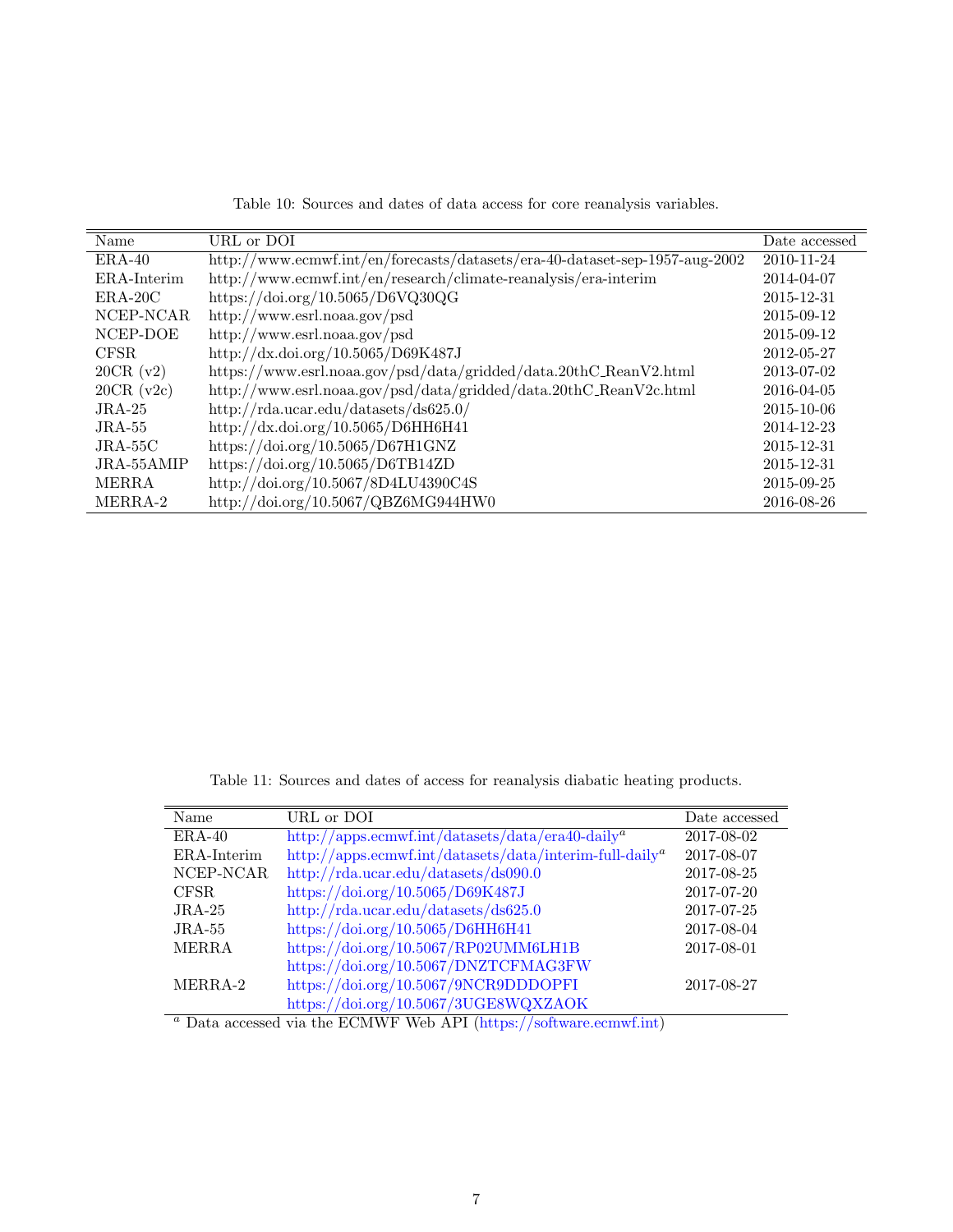Table 10: Sources and dates of data access for core reanalysis variables.

| Name | URL or DOI | Date accessed |
|---|---|---|
| ERA-40 | http://www.ecmwf.int/en/forecasts/datasets/era-40-dataset-sep-1957-aug-2002 | 2010-11-24 |
| ERA-Interim | http://www.ecmwf.int/en/research/climate-reanalysis/era-interim | 2014-04-07 |
| ERA-20C | https://doi.org/10.5065/D6VQ30QG | 2015-12-31 |
| NCEP-NCAR | http://www.esrl.noaa.gov/psd | 2015-09-12 |
| NCEP-DOE | http://www.esrl.noaa.gov/psd | 2015-09-12 |
| CFSR | http://dx.doi.org/10.5065/D69K487J | 2012-05-27 |
| 20CR (v2) | https://www.esrl.noaa.gov/psd/data/gridded/data.20thC_ReanV2.html | 2013-07-02 |
| 20CR (v2c) | http://www.esrl.noaa.gov/psd/data/gridded/data.20thC_ReanV2c.html | 2016-04-05 |
| JRA-25 | http://rda.ucar.edu/datasets/ds625.0/ | 2015-10-06 |
| JRA-55 | http://dx.doi.org/10.5065/D6HH6H41 | 2014-12-23 |
| JRA-55C | https://doi.org/10.5065/D67H1GNZ | 2015-12-31 |
| JRA-55AMIP | https://doi.org/10.5065/D6TB14ZD | 2015-12-31 |
| MERRA | http://doi.org/10.5067/8D4LU4390C4S | 2015-09-25 |
| MERRA-2 | http://doi.org/10.5067/QBZ6MG944HW0 | 2016-08-26 |

Table 11: Sources and dates of access for reanalysis diabatic heating products.

| Name | URL or DOI | Date accessed |
|---|---|---|
| ERA-40 | http://apps.ecmwf.int/datasets/data/era40-daily[a] | 2017-08-02 |
| ERA-Interim | http://apps.ecmwf.int/datasets/data/interim-full-daily[a] | 2017-08-07 |
| NCEP-NCAR | http://rda.ucar.edu/datasets/ds090.0 | 2017-08-25 |
| CFSR | https://doi.org/10.5065/D69K487J | 2017-07-20 |
| JRA-25 | http://rda.ucar.edu/datasets/ds625.0 | 2017-07-25 |
| JRA-55 | https://doi.org/10.5065/D6HH6H41 | 2017-08-04 |
| MERRA | https://doi.org/10.5067/RP02UMM6LH1B | 2017-08-01 |
| | https://doi.org/10.5067/DNZTCFMAG3FW | |
| MERRA-2 | https://doi.org/10.5067/9NCR9DDDOPFI | 2017-08-27 |
| | https://doi.org/10.5067/3UGE8WQXZAOK | |

[a] Data accessed via the ECMWF Web API (https://software.ecmwf.int)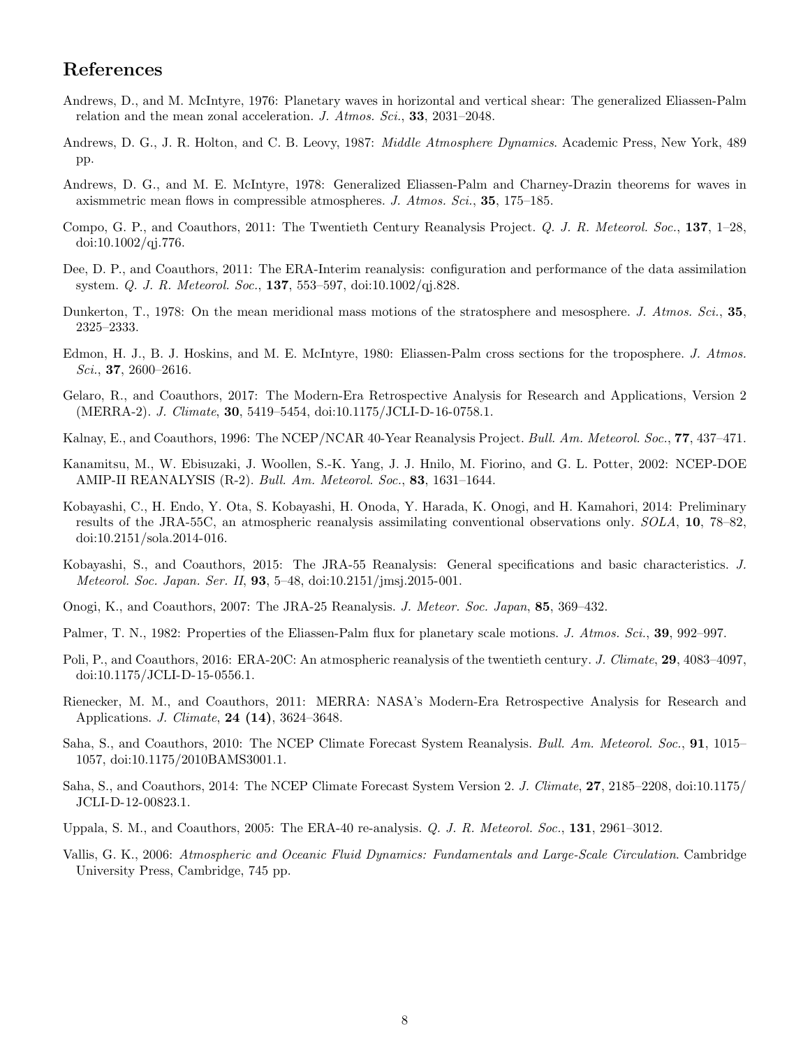## References

Andrews, D., and M. McIntyre, 1976: Planetary waves in horizontal and vertical shear: The generalized Eliassen-Palm relation and the mean zonal acceleration. *J. Atmos. Sci.*, **33**, 2031–2048.

Andrews, D. G., J. R. Holton, and C. B. Leovy, 1987: *Middle Atmosphere Dynamics*. Academic Press, New York, 489 pp.

Andrews, D. G., and M. E. McIntyre, 1978: Generalized Eliassen-Palm and Charney-Drazin theorems for waves in axismmetric mean flows in compressible atmospheres. *J. Atmos. Sci.*, **35**, 175–185.

Compo, G. P., and Coauthors, 2011: The Twentieth Century Reanalysis Project. *Q. J. R. Meteorol. Soc.*, **137**, 1–28, doi:10.1002/qj.776.

Dee, D. P., and Coauthors, 2011: The ERA-Interim reanalysis: configuration and performance of the data assimilation system. *Q. J. R. Meteorol. Soc.*, **137**, 553–597, doi:10.1002/qj.828.

Dunkerton, T., 1978: On the mean meridional mass motions of the stratosphere and mesosphere. *J. Atmos. Sci.*, **35**, 2325–2333.

Edmon, H. J., B. J. Hoskins, and M. E. McIntyre, 1980: Eliassen-Palm cross sections for the troposphere. *J. Atmos. Sci.*, **37**, 2600–2616.

Gelaro, R., and Coauthors, 2017: The Modern-Era Retrospective Analysis for Research and Applications, Version 2 (MERRA-2). *J. Climate*, **30**, 5419–5454, doi:10.1175/JCLI-D-16-0758.1.

Kalnay, E., and Coauthors, 1996: The NCEP/NCAR 40-Year Reanalysis Project. *Bull. Am. Meteorol. Soc.*, **77**, 437–471.

Kanamitsu, M., W. Ebisuzaki, J. Woollen, S.-K. Yang, J. J. Hnilo, M. Fiorino, and G. L. Potter, 2002: NCEP-DOE AMIP-II REANALYSIS (R-2). *Bull. Am. Meteorol. Soc.*, **83**, 1631–1644.

Kobayashi, C., H. Endo, Y. Ota, S. Kobayashi, H. Onoda, Y. Harada, K. Onogi, and H. Kamahori, 2014: Preliminary results of the JRA-55C, an atmospheric reanalysis assimilating conventional observations only. *SOLA*, **10**, 78–82, doi:10.2151/sola.2014-016.

Kobayashi, S., and Coauthors, 2015: The JRA-55 Reanalysis: General specifications and basic characteristics. *J. Meteorol. Soc. Japan. Ser. II*, **93**, 5–48, doi:10.2151/jmsj.2015-001.

Onogi, K., and Coauthors, 2007: The JRA-25 Reanalysis. *J. Meteor. Soc. Japan*, **85**, 369–432.

Palmer, T. N., 1982: Properties of the Eliassen-Palm flux for planetary scale motions. *J. Atmos. Sci.*, **39**, 992–997.

Poli, P., and Coauthors, 2016: ERA-20C: An atmospheric reanalysis of the twentieth century. *J. Climate*, **29**, 4083–4097, doi:10.1175/JCLI-D-15-0556.1.

Rienecker, M. M., and Coauthors, 2011: MERRA: NASA's Modern-Era Retrospective Analysis for Research and Applications. *J. Climate*, **24 (14)**, 3624–3648.

Saha, S., and Coauthors, 2010: The NCEP Climate Forecast System Reanalysis. *Bull. Am. Meteorol. Soc.*, **91**, 1015–1057, doi:10.1175/2010BAMS3001.1.

Saha, S., and Coauthors, 2014: The NCEP Climate Forecast System Version 2. *J. Climate*, **27**, 2185–2208, doi:10.1175/JCLI-D-12-00823.1.

Uppala, S. M., and Coauthors, 2005: The ERA-40 re-analysis. *Q. J. R. Meteorol. Soc.*, **131**, 2961–3012.

Vallis, G. K., 2006: *Atmospheric and Oceanic Fluid Dynamics: Fundamentals and Large-Scale Circulation*. Cambridge University Press, Cambridge, 745 pp.